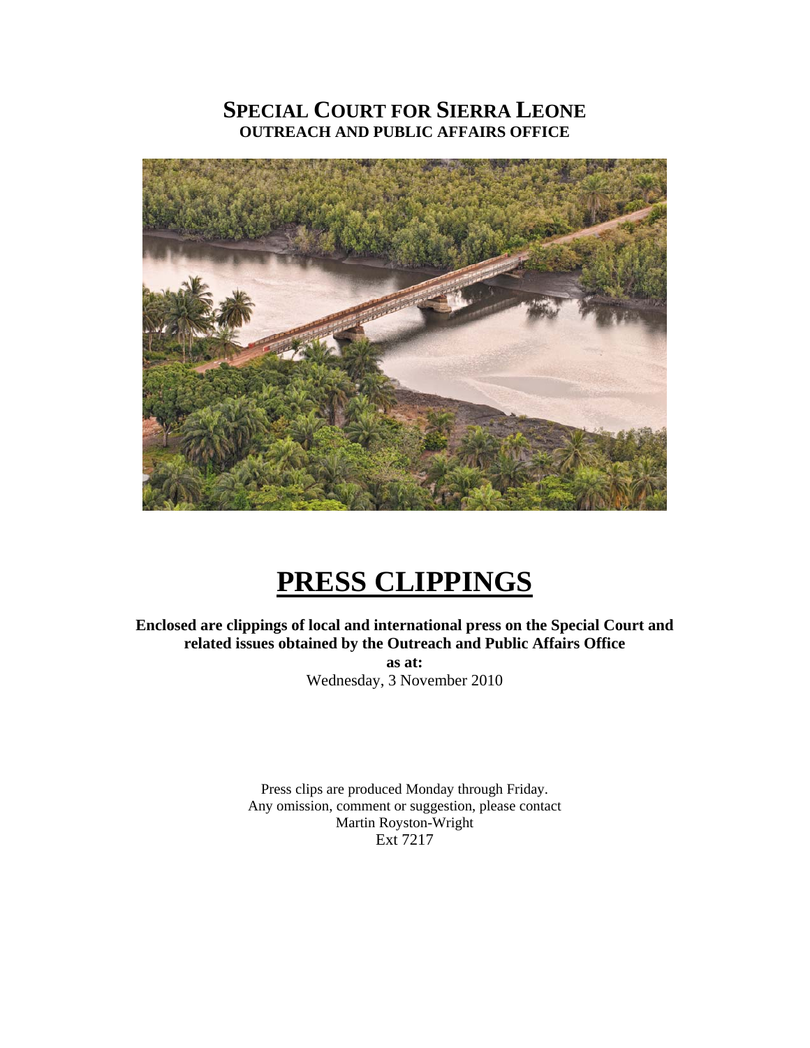# SPECIAL COURT FOR SIERRA LEONE
## OUTREACH AND PUBLIC AFFAIRS OFFICE

# PRESS CLIPPINGS

**Enclosed are clippings of local and international press on the Special Court and related issues obtained by the Outreach and Public Affairs Office**

**as at:**

Wednesday, 3 November 2010

Press clips are produced Monday through Friday.
Any omission, comment or suggestion, please contact
Martin Royston-Wright
Ext 7217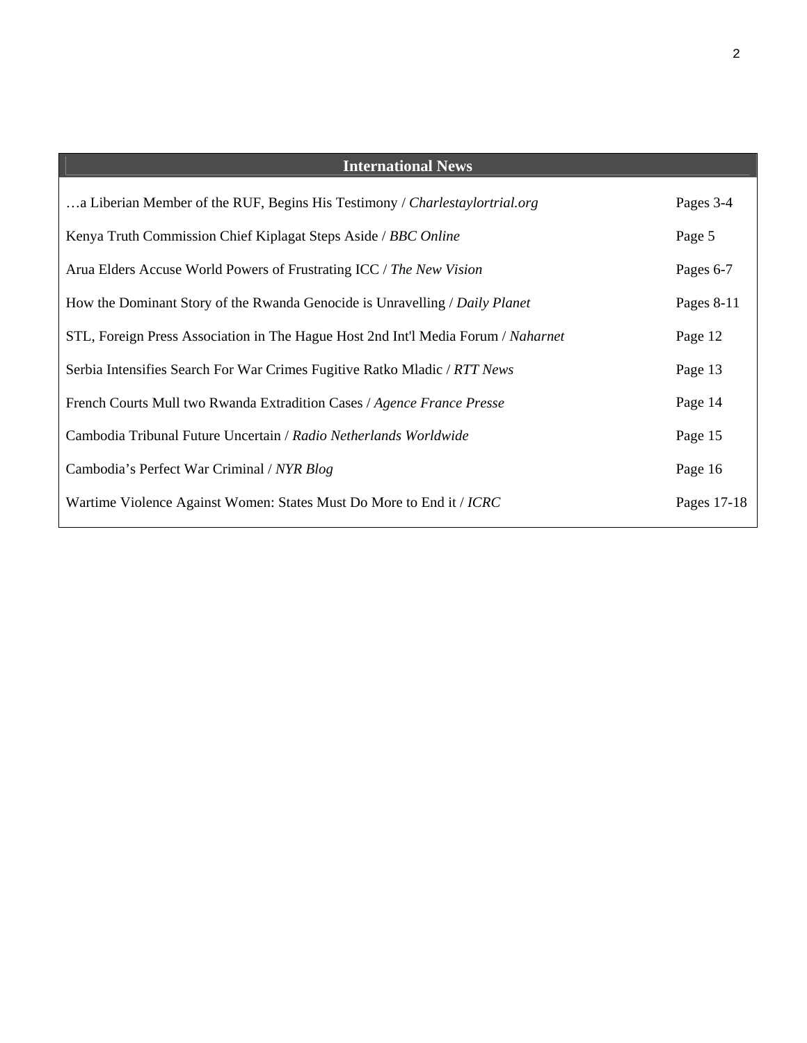| International News | |
|---|---|
| …a Liberian Member of the RUF, Begins His Testimony / *Charlestaylortrial.org* | Pages 3-4 |
| Kenya Truth Commission Chief Kiplagat Steps Aside / *BBC Online* | Page 5 |
| Arua Elders Accuse World Powers of Frustrating ICC / *The New Vision* | Pages 6-7 |
| How the Dominant Story of the Rwanda Genocide is Unravelling / *Daily Planet* | Pages 8-11 |
| STL, Foreign Press Association in The Hague Host 2nd Int'l Media Forum / *Naharnet* | Page 12 |
| Serbia Intensifies Search For War Crimes Fugitive Ratko Mladic / *RTT News* | Page 13 |
| French Courts Mull two Rwanda Extradition Cases / *Agence France Presse* | Page 14 |
| Cambodia Tribunal Future Uncertain / *Radio Netherlands Worldwide* | Page 15 |
| Cambodia's Perfect War Criminal / *NYR Blog* | Page 16 |
| Wartime Violence Against Women: States Must Do More to End it / *ICRC* | Pages 17-18 |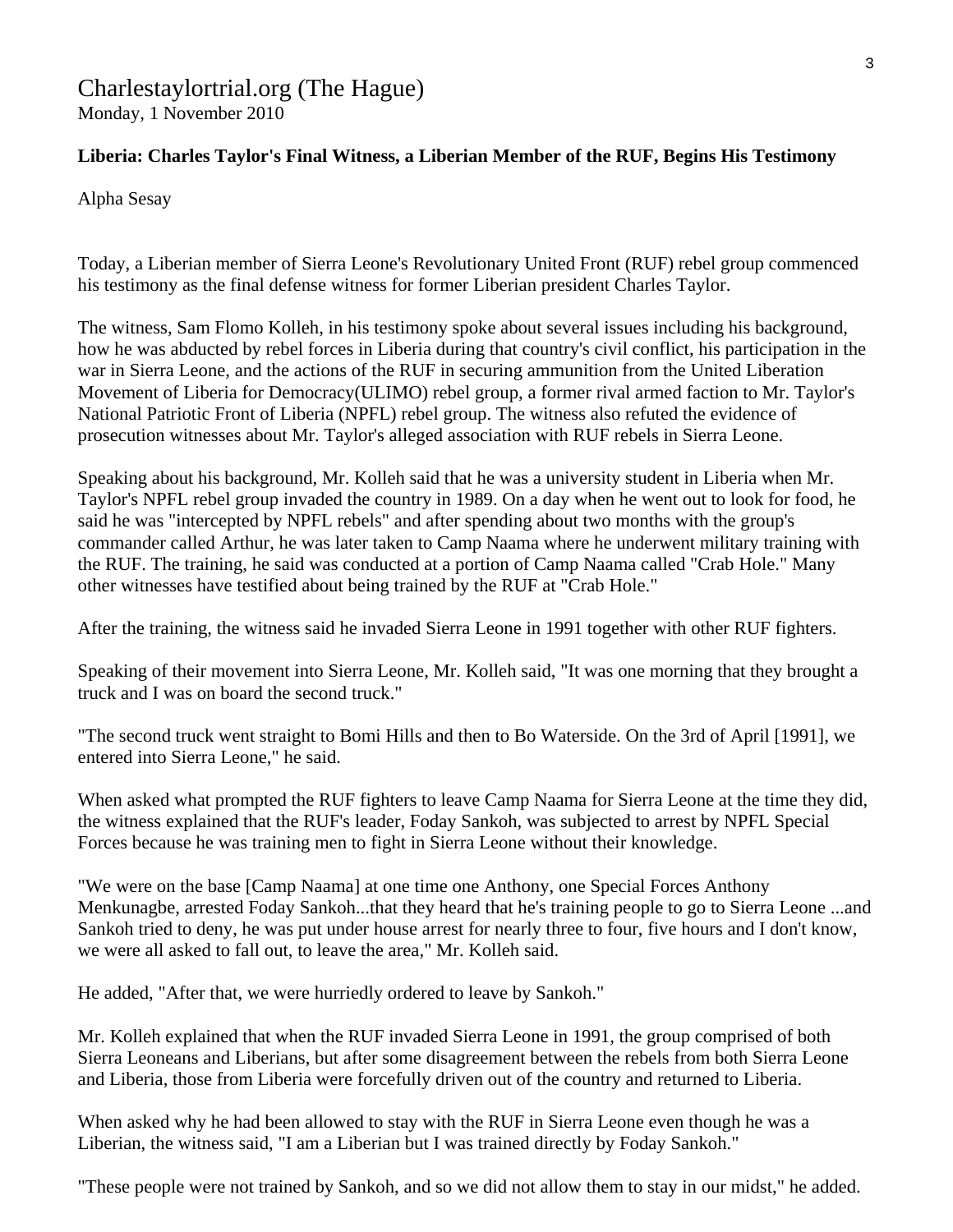Charlestaylortrial.org (The Hague)
Monday, 1 November 2010

**Liberia: Charles Taylor's Final Witness, a Liberian Member of the RUF, Begins His Testimony**

Alpha Sesay

Today, a Liberian member of Sierra Leone's Revolutionary United Front (RUF) rebel group commenced his testimony as the final defense witness for former Liberian president Charles Taylor.

The witness, Sam Flomo Kolleh, in his testimony spoke about several issues including his background, how he was abducted by rebel forces in Liberia during that country's civil conflict, his participation in the war in Sierra Leone, and the actions of the RUF in securing ammunition from the United Liberation Movement of Liberia for Democracy(ULIMO) rebel group, a former rival armed faction to Mr. Taylor's National Patriotic Front of Liberia (NPFL) rebel group. The witness also refuted the evidence of prosecution witnesses about Mr. Taylor's alleged association with RUF rebels in Sierra Leone.

Speaking about his background, Mr. Kolleh said that he was a university student in Liberia when Mr. Taylor's NPFL rebel group invaded the country in 1989. On a day when he went out to look for food, he said he was "intercepted by NPFL rebels" and after spending about two months with the group's commander called Arthur, he was later taken to Camp Naama where he underwent military training with the RUF. The training, he said was conducted at a portion of Camp Naama called "Crab Hole." Many other witnesses have testified about being trained by the RUF at "Crab Hole."

After the training, the witness said he invaded Sierra Leone in 1991 together with other RUF fighters.

Speaking of their movement into Sierra Leone, Mr. Kolleh said, "It was one morning that they brought a truck and I was on board the second truck."

"The second truck went straight to Bomi Hills and then to Bo Waterside. On the 3rd of April [1991], we entered into Sierra Leone," he said.

When asked what prompted the RUF fighters to leave Camp Naama for Sierra Leone at the time they did, the witness explained that the RUF's leader, Foday Sankoh, was subjected to arrest by NPFL Special Forces because he was training men to fight in Sierra Leone without their knowledge.

"We were on the base [Camp Naama] at one time one Anthony, one Special Forces Anthony Menkunagbe, arrested Foday Sankoh...that they heard that he's training people to go to Sierra Leone ...and Sankoh tried to deny, he was put under house arrest for nearly three to four, five hours and I don't know, we were all asked to fall out, to leave the area," Mr. Kolleh said.

He added, "After that, we were hurriedly ordered to leave by Sankoh."

Mr. Kolleh explained that when the RUF invaded Sierra Leone in 1991, the group comprised of both Sierra Leoneans and Liberians, but after some disagreement between the rebels from both Sierra Leone and Liberia, those from Liberia were forcefully driven out of the country and returned to Liberia.

When asked why he had been allowed to stay with the RUF in Sierra Leone even though he was a Liberian, the witness said, "I am a Liberian but I was trained directly by Foday Sankoh."

"These people were not trained by Sankoh, and so we did not allow them to stay in our midst," he added.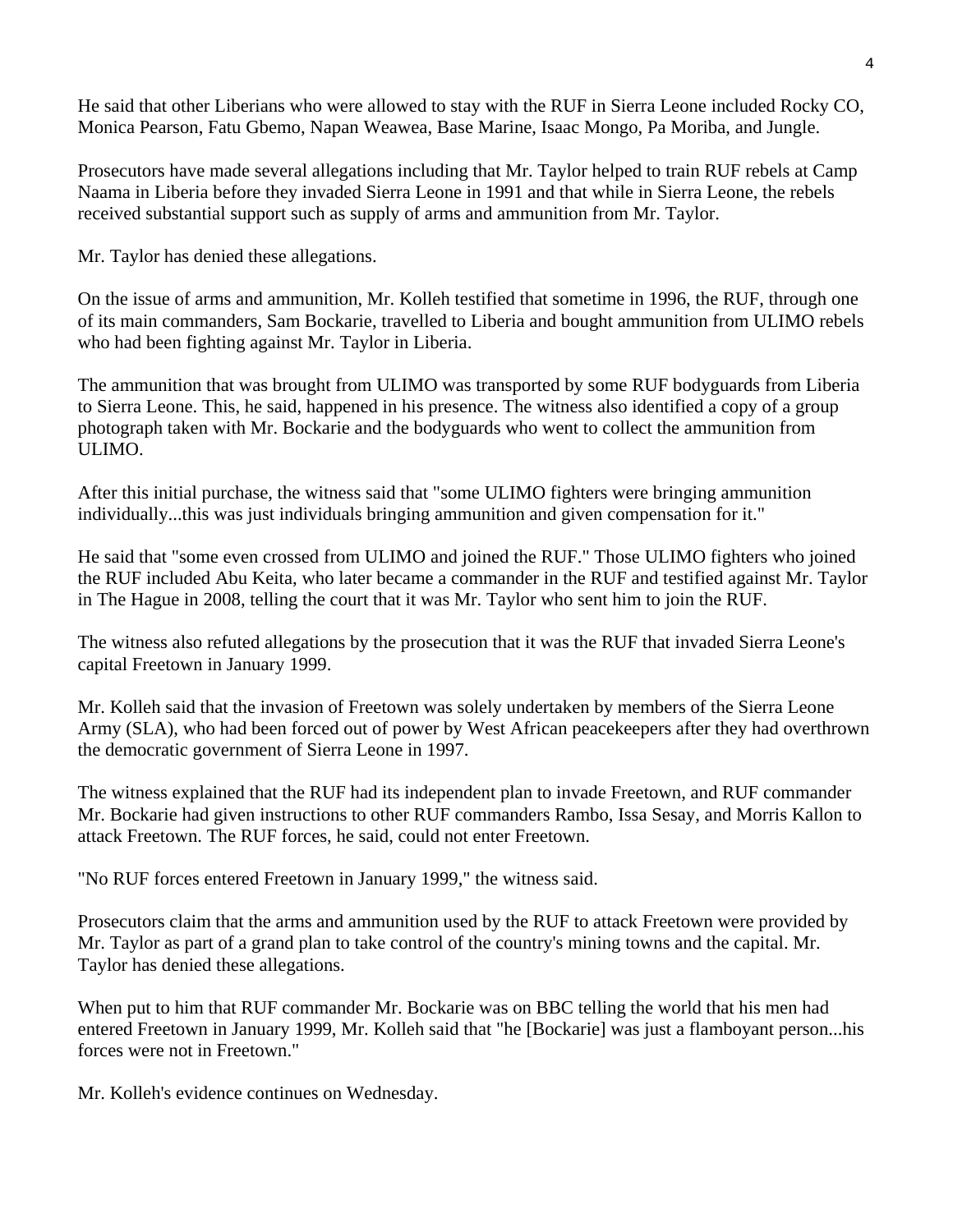He said that other Liberians who were allowed to stay with the RUF in Sierra Leone included Rocky CO, Monica Pearson, Fatu Gbemo, Napan Weawea, Base Marine, Isaac Mongo, Pa Moriba, and Jungle.

Prosecutors have made several allegations including that Mr. Taylor helped to train RUF rebels at Camp Naama in Liberia before they invaded Sierra Leone in 1991 and that while in Sierra Leone, the rebels received substantial support such as supply of arms and ammunition from Mr. Taylor.

Mr. Taylor has denied these allegations.

On the issue of arms and ammunition, Mr. Kolleh testified that sometime in 1996, the RUF, through one of its main commanders, Sam Bockarie, travelled to Liberia and bought ammunition from ULIMO rebels who had been fighting against Mr. Taylor in Liberia.

The ammunition that was brought from ULIMO was transported by some RUF bodyguards from Liberia to Sierra Leone. This, he said, happened in his presence. The witness also identified a copy of a group photograph taken with Mr. Bockarie and the bodyguards who went to collect the ammunition from ULIMO.

After this initial purchase, the witness said that "some ULIMO fighters were bringing ammunition individually...this was just individuals bringing ammunition and given compensation for it."

He said that "some even crossed from ULIMO and joined the RUF." Those ULIMO fighters who joined the RUF included Abu Keita, who later became a commander in the RUF and testified against Mr. Taylor in The Hague in 2008, telling the court that it was Mr. Taylor who sent him to join the RUF.

The witness also refuted allegations by the prosecution that it was the RUF that invaded Sierra Leone's capital Freetown in January 1999.

Mr. Kolleh said that the invasion of Freetown was solely undertaken by members of the Sierra Leone Army (SLA), who had been forced out of power by West African peacekeepers after they had overthrown the democratic government of Sierra Leone in 1997.

The witness explained that the RUF had its independent plan to invade Freetown, and RUF commander Mr. Bockarie had given instructions to other RUF commanders Rambo, Issa Sesay, and Morris Kallon to attack Freetown. The RUF forces, he said, could not enter Freetown.

"No RUF forces entered Freetown in January 1999," the witness said.

Prosecutors claim that the arms and ammunition used by the RUF to attack Freetown were provided by Mr. Taylor as part of a grand plan to take control of the country's mining towns and the capital. Mr. Taylor has denied these allegations.

When put to him that RUF commander Mr. Bockarie was on BBC telling the world that his men had entered Freetown in January 1999, Mr. Kolleh said that "he [Bockarie] was just a flamboyant person...his forces were not in Freetown."

Mr. Kolleh's evidence continues on Wednesday.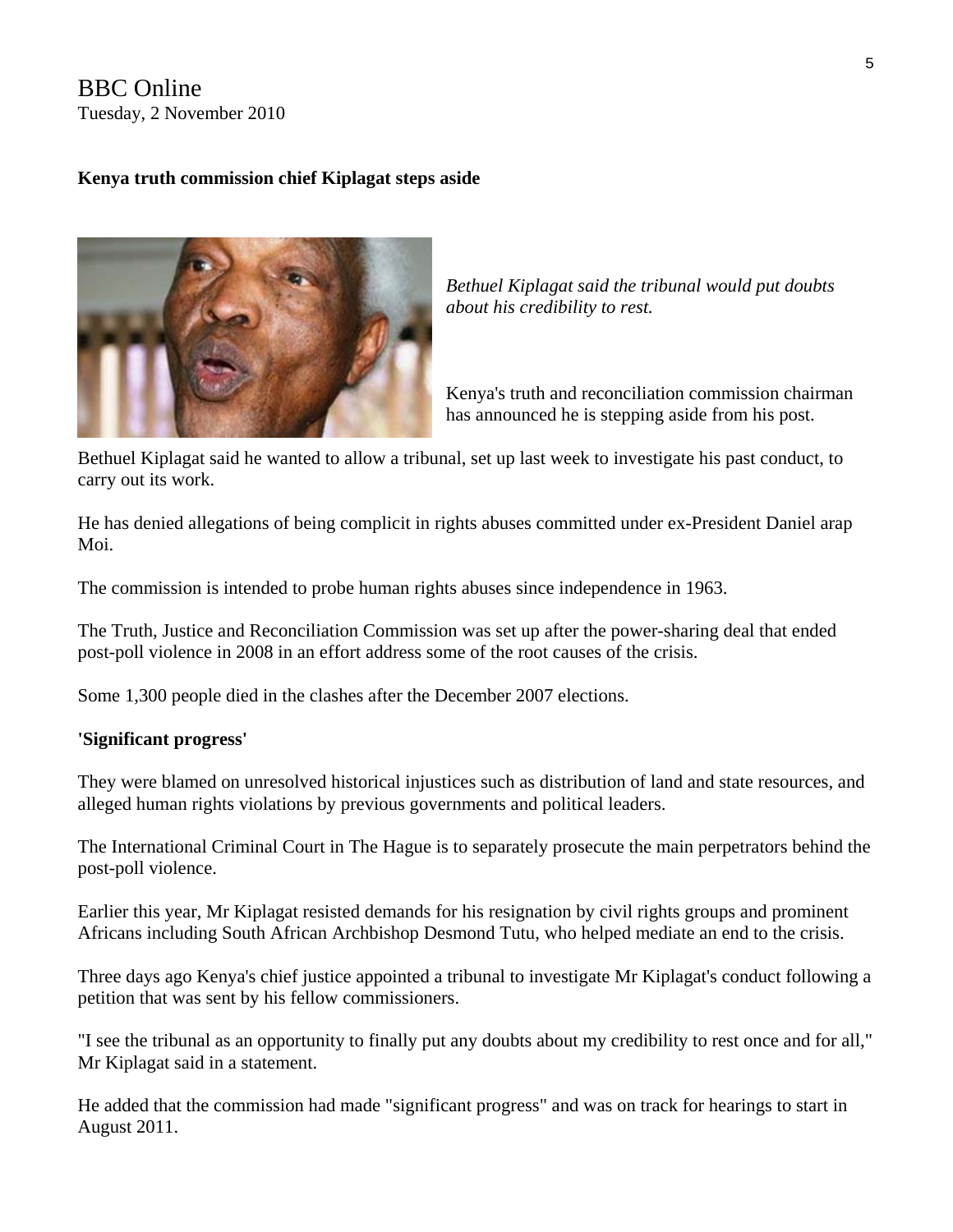BBC Online
Tuesday, 2 November 2010

**Kenya truth commission chief Kiplagat steps aside**

*Bethuel Kiplagat said the tribunal would put doubts about his credibility to rest.*

Kenya's truth and reconciliation commission chairman has announced he is stepping aside from his post.

Bethuel Kiplagat said he wanted to allow a tribunal, set up last week to investigate his past conduct, to carry out its work.

He has denied allegations of being complicit in rights abuses committed under ex-President Daniel arap Moi.

The commission is intended to probe human rights abuses since independence in 1963.

The Truth, Justice and Reconciliation Commission was set up after the power-sharing deal that ended post-poll violence in 2008 in an effort address some of the root causes of the crisis.

Some 1,300 people died in the clashes after the December 2007 elections.

**'Significant progress'**

They were blamed on unresolved historical injustices such as distribution of land and state resources, and alleged human rights violations by previous governments and political leaders.

The International Criminal Court in The Hague is to separately prosecute the main perpetrators behind the post-poll violence.

Earlier this year, Mr Kiplagat resisted demands for his resignation by civil rights groups and prominent Africans including South African Archbishop Desmond Tutu, who helped mediate an end to the crisis.

Three days ago Kenya's chief justice appointed a tribunal to investigate Mr Kiplagat's conduct following a petition that was sent by his fellow commissioners.

"I see the tribunal as an opportunity to finally put any doubts about my credibility to rest once and for all," Mr Kiplagat said in a statement.

He added that the commission had made "significant progress" and was on track for hearings to start in August 2011.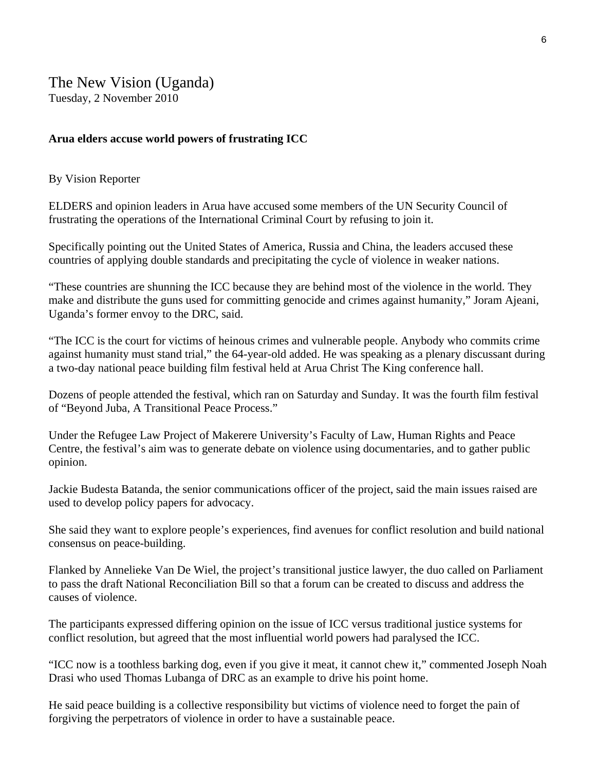# The New Vision (Uganda)

Tuesday, 2 November 2010

**Arua elders accuse world powers of frustrating ICC**

By Vision Reporter

ELDERS and opinion leaders in Arua have accused some members of the UN Security Council of frustrating the operations of the International Criminal Court by refusing to join it.

Specifically pointing out the United States of America, Russia and China, the leaders accused these countries of applying double standards and precipitating the cycle of violence in weaker nations.

"These countries are shunning the ICC because they are behind most of the violence in the world. They make and distribute the guns used for committing genocide and crimes against humanity," Joram Ajeani, Uganda's former envoy to the DRC, said.

"The ICC is the court for victims of heinous crimes and vulnerable people. Anybody who commits crime against humanity must stand trial," the 64-year-old added. He was speaking as a plenary discussant during a two-day national peace building film festival held at Arua Christ The King conference hall.

Dozens of people attended the festival, which ran on Saturday and Sunday. It was the fourth film festival of "Beyond Juba, A Transitional Peace Process."

Under the Refugee Law Project of Makerere University's Faculty of Law, Human Rights and Peace Centre, the festival's aim was to generate debate on violence using documentaries, and to gather public opinion.

Jackie Budesta Batanda, the senior communications officer of the project, said the main issues raised are used to develop policy papers for advocacy.

She said they want to explore people's experiences, find avenues for conflict resolution and build national consensus on peace-building.

Flanked by Annelieke Van De Wiel, the project's transitional justice lawyer, the duo called on Parliament to pass the draft National Reconciliation Bill so that a forum can be created to discuss and address the causes of violence.

The participants expressed differing opinion on the issue of ICC versus traditional justice systems for conflict resolution, but agreed that the most influential world powers had paralysed the ICC.

"ICC now is a toothless barking dog, even if you give it meat, it cannot chew it," commented Joseph Noah Drasi who used Thomas Lubanga of DRC as an example to drive his point home.

He said peace building is a collective responsibility but victims of violence need to forget the pain of forgiving the perpetrators of violence in order to have a sustainable peace.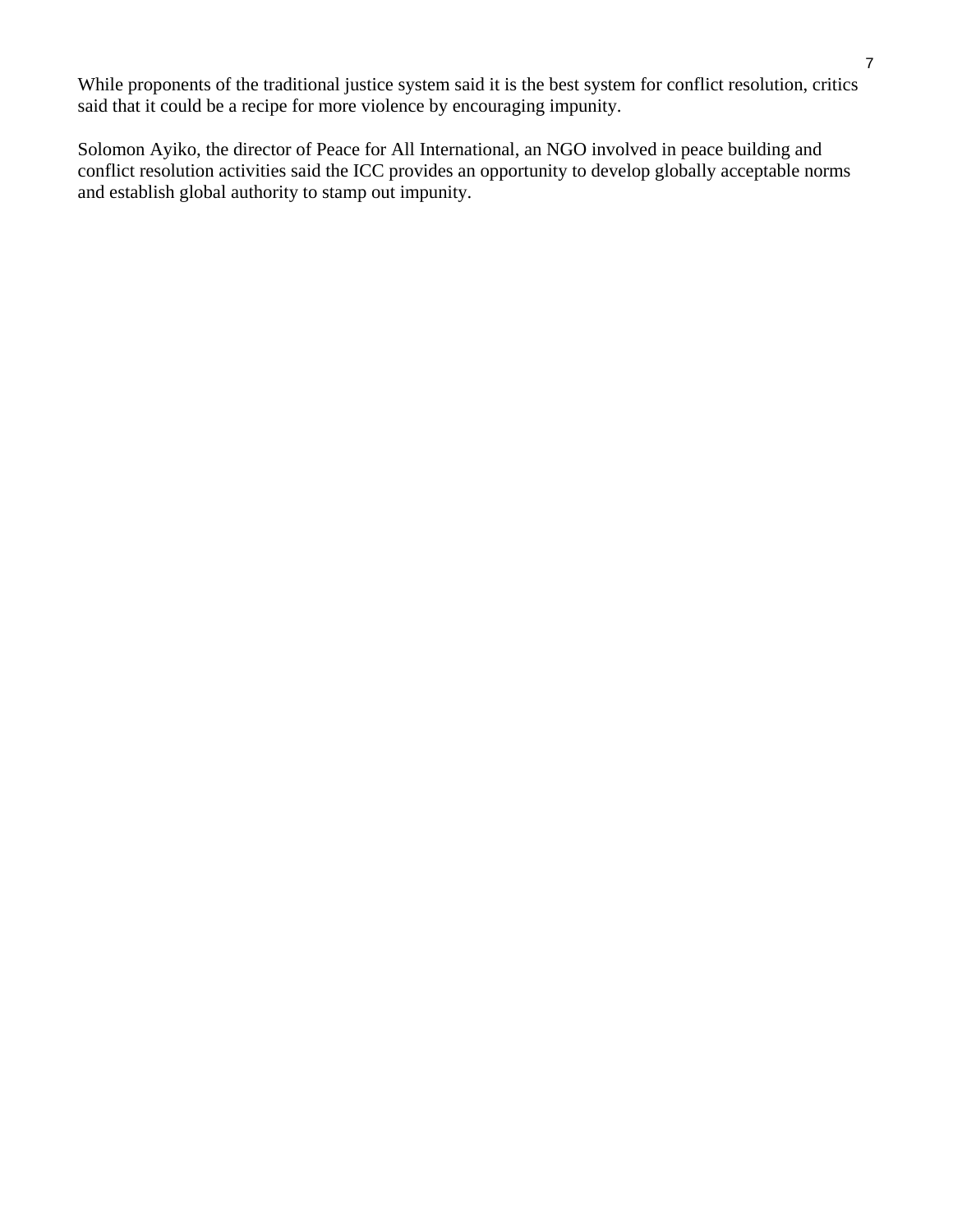While proponents of the traditional justice system said it is the best system for conflict resolution, critics said that it could be a recipe for more violence by encouraging impunity.

Solomon Ayiko, the director of Peace for All International, an NGO involved in peace building and conflict resolution activities said the ICC provides an opportunity to develop globally acceptable norms and establish global authority to stamp out impunity.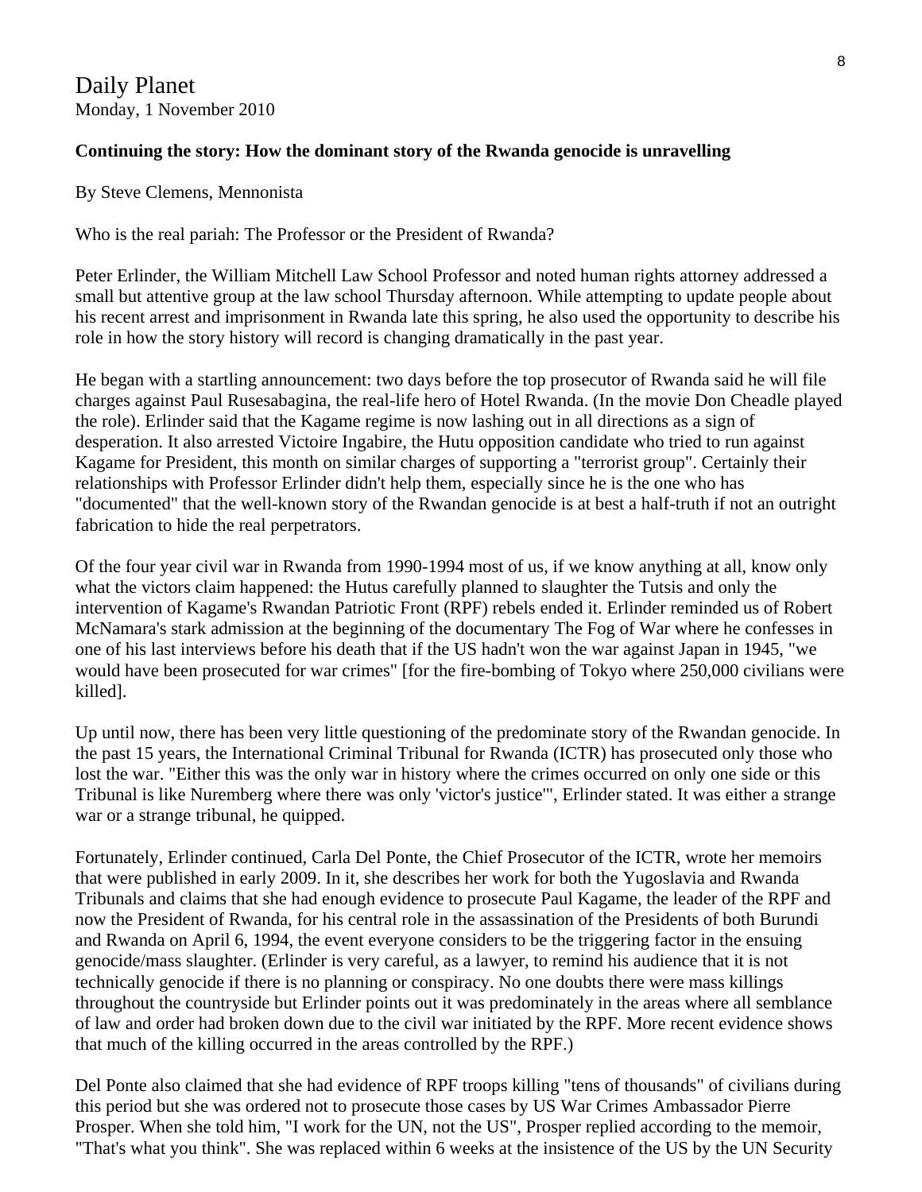Daily Planet
Monday, 1 November 2010

**Continuing the story: How the dominant story of the Rwanda genocide is unravelling**

By Steve Clemens, Mennonista

Who is the real pariah: The Professor or the President of Rwanda?

Peter Erlinder, the William Mitchell Law School Professor and noted human rights attorney addressed a small but attentive group at the law school Thursday afternoon. While attempting to update people about his recent arrest and imprisonment in Rwanda late this spring, he also used the opportunity to describe his role in how the story history will record is changing dramatically in the past year.

He began with a startling announcement: two days before the top prosecutor of Rwanda said he will file charges against Paul Rusesabagina, the real-life hero of Hotel Rwanda. (In the movie Don Cheadle played the role). Erlinder said that the Kagame regime is now lashing out in all directions as a sign of desperation. It also arrested Victoire Ingabire, the Hutu opposition candidate who tried to run against Kagame for President, this month on similar charges of supporting a "terrorist group". Certainly their relationships with Professor Erlinder didn't help them, especially since he is the one who has "documented" that the well-known story of the Rwandan genocide is at best a half-truth if not an outright fabrication to hide the real perpetrators.

Of the four year civil war in Rwanda from 1990-1994 most of us, if we know anything at all, know only what the victors claim happened: the Hutus carefully planned to slaughter the Tutsis and only the intervention of Kagame's Rwandan Patriotic Front (RPF) rebels ended it. Erlinder reminded us of Robert McNamara's stark admission at the beginning of the documentary The Fog of War where he confesses in one of his last interviews before his death that if the US hadn't won the war against Japan in 1945, "we would have been prosecuted for war crimes" [for the fire-bombing of Tokyo where 250,000 civilians were killed].

Up until now, there has been very little questioning of the predominate story of the Rwandan genocide. In the past 15 years, the International Criminal Tribunal for Rwanda (ICTR) has prosecuted only those who lost the war. "Either this was the only war in history where the crimes occurred on only one side or this Tribunal is like Nuremberg where there was only 'victor's justice'", Erlinder stated. It was either a strange war or a strange tribunal, he quipped.

Fortunately, Erlinder continued, Carla Del Ponte, the Chief Prosecutor of the ICTR, wrote her memoirs that were published in early 2009. In it, she describes her work for both the Yugoslavia and Rwanda Tribunals and claims that she had enough evidence to prosecute Paul Kagame, the leader of the RPF and now the President of Rwanda, for his central role in the assassination of the Presidents of both Burundi and Rwanda on April 6, 1994, the event everyone considers to be the triggering factor in the ensuing genocide/mass slaughter. (Erlinder is very careful, as a lawyer, to remind his audience that it is not technically genocide if there is no planning or conspiracy. No one doubts there were mass killings throughout the countryside but Erlinder points out it was predominately in the areas where all semblance of law and order had broken down due to the civil war initiated by the RPF. More recent evidence shows that much of the killing occurred in the areas controlled by the RPF.)

Del Ponte also claimed that she had evidence of RPF troops killing "tens of thousands" of civilians during this period but she was ordered not to prosecute those cases by US War Crimes Ambassador Pierre Prosper. When she told him, "I work for the UN, not the US", Prosper replied according to the memoir, "That's what you think". She was replaced within 6 weeks at the insistence of the US by the UN Security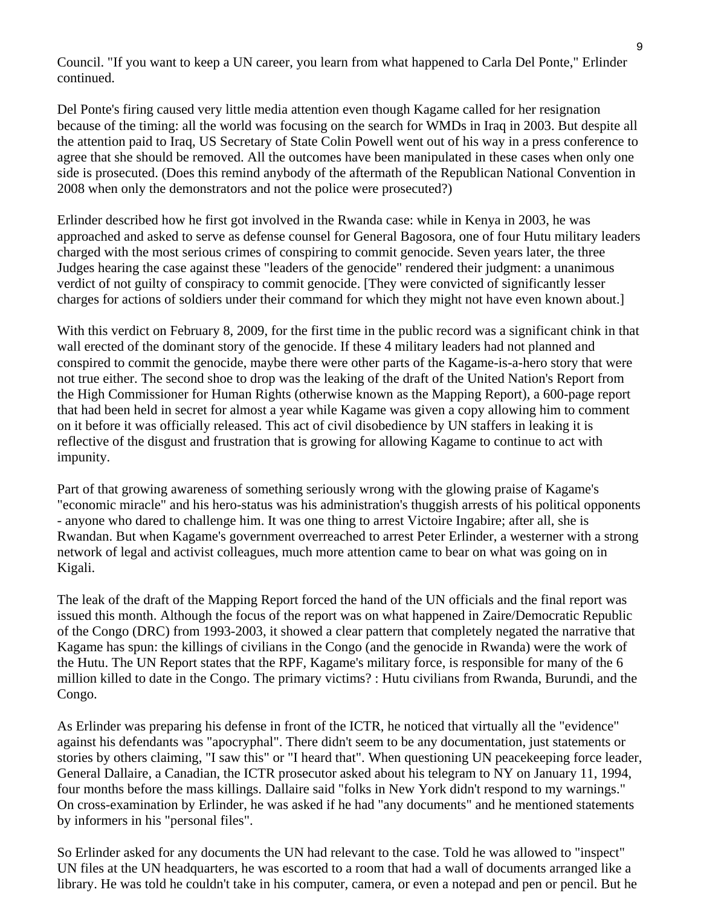Council. "If you want to keep a UN career, you learn from what happened to Carla Del Ponte," Erlinder continued.

Del Ponte's firing caused very little media attention even though Kagame called for her resignation because of the timing: all the world was focusing on the search for WMDs in Iraq in 2003. But despite all the attention paid to Iraq, US Secretary of State Colin Powell went out of his way in a press conference to agree that she should be removed. All the outcomes have been manipulated in these cases when only one side is prosecuted. (Does this remind anybody of the aftermath of the Republican National Convention in 2008 when only the demonstrators and not the police were prosecuted?)

Erlinder described how he first got involved in the Rwanda case: while in Kenya in 2003, he was approached and asked to serve as defense counsel for General Bagosora, one of four Hutu military leaders charged with the most serious crimes of conspiring to commit genocide. Seven years later, the three Judges hearing the case against these "leaders of the genocide" rendered their judgment: a unanimous verdict of not guilty of conspiracy to commit genocide. [They were convicted of significantly lesser charges for actions of soldiers under their command for which they might not have even known about.]

With this verdict on February 8, 2009, for the first time in the public record was a significant chink in that wall erected of the dominant story of the genocide. If these 4 military leaders had not planned and conspired to commit the genocide, maybe there were other parts of the Kagame-is-a-hero story that were not true either. The second shoe to drop was the leaking of the draft of the United Nation's Report from the High Commissioner for Human Rights (otherwise known as the Mapping Report), a 600-page report that had been held in secret for almost a year while Kagame was given a copy allowing him to comment on it before it was officially released. This act of civil disobedience by UN staffers in leaking it is reflective of the disgust and frustration that is growing for allowing Kagame to continue to act with impunity.

Part of that growing awareness of something seriously wrong with the glowing praise of Kagame's "economic miracle" and his hero-status was his administration's thuggish arrests of his political opponents - anyone who dared to challenge him. It was one thing to arrest Victoire Ingabire; after all, she is Rwandan. But when Kagame's government overreached to arrest Peter Erlinder, a westerner with a strong network of legal and activist colleagues, much more attention came to bear on what was going on in Kigali.

The leak of the draft of the Mapping Report forced the hand of the UN officials and the final report was issued this month. Although the focus of the report was on what happened in Zaire/Democratic Republic of the Congo (DRC) from 1993-2003, it showed a clear pattern that completely negated the narrative that Kagame has spun: the killings of civilians in the Congo (and the genocide in Rwanda) were the work of the Hutu. The UN Report states that the RPF, Kagame's military force, is responsible for many of the 6 million killed to date in the Congo. The primary victims? : Hutu civilians from Rwanda, Burundi, and the Congo.

As Erlinder was preparing his defense in front of the ICTR, he noticed that virtually all the "evidence" against his defendants was "apocryphal". There didn't seem to be any documentation, just statements or stories by others claiming, "I saw this" or "I heard that". When questioning UN peacekeeping force leader, General Dallaire, a Canadian, the ICTR prosecutor asked about his telegram to NY on January 11, 1994, four months before the mass killings. Dallaire said "folks in New York didn't respond to my warnings." On cross-examination by Erlinder, he was asked if he had "any documents" and he mentioned statements by informers in his "personal files".

So Erlinder asked for any documents the UN had relevant to the case. Told he was allowed to "inspect" UN files at the UN headquarters, he was escorted to a room that had a wall of documents arranged like a library. He was told he couldn't take in his computer, camera, or even a notepad and pen or pencil. But he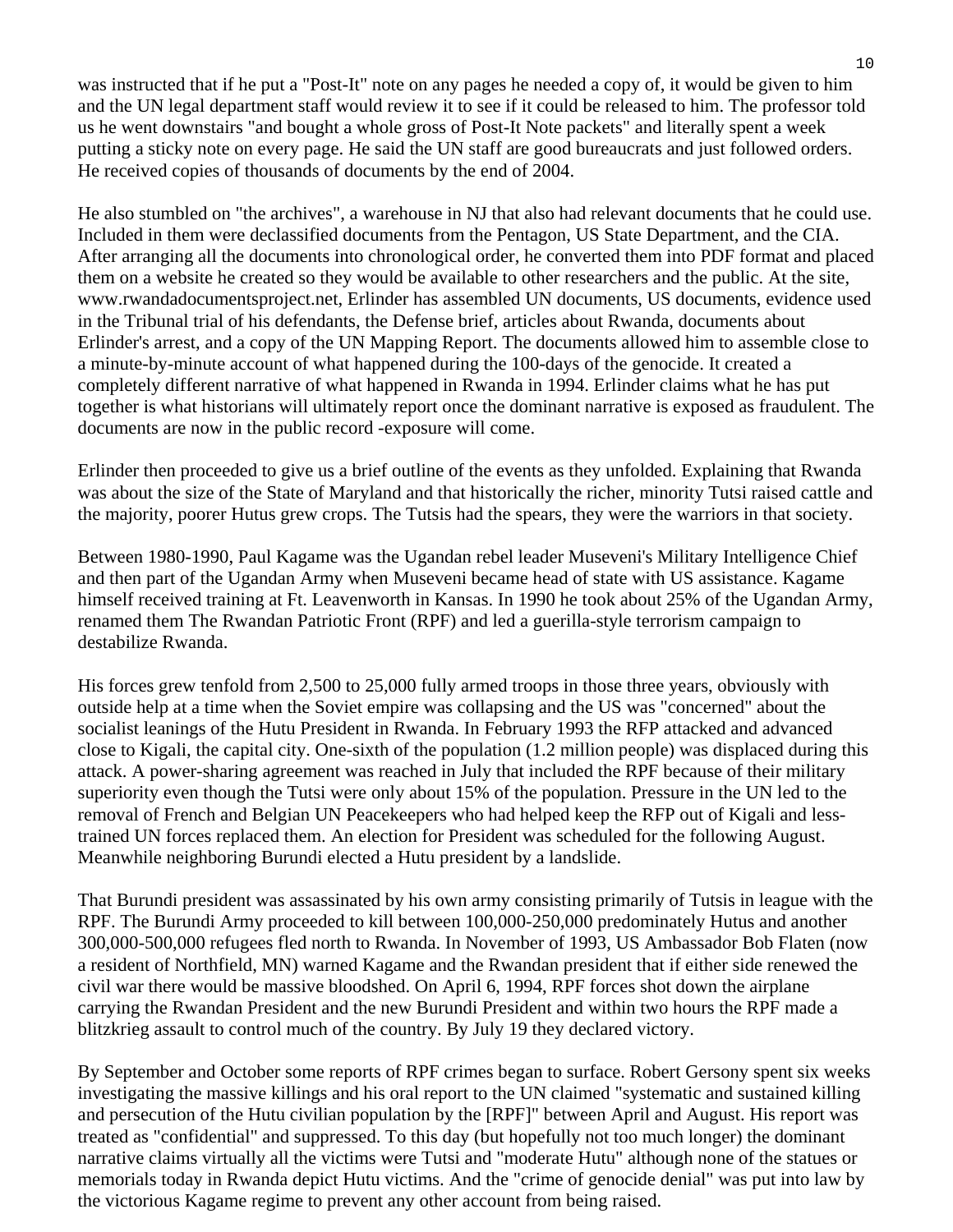was instructed that if he put a "Post-It" note on any pages he needed a copy of, it would be given to him and the UN legal department staff would review it to see if it could be released to him. The professor told us he went downstairs "and bought a whole gross of Post-It Note packets" and literally spent a week putting a sticky note on every page. He said the UN staff are good bureaucrats and just followed orders. He received copies of thousands of documents by the end of 2004.

He also stumbled on "the archives", a warehouse in NJ that also had relevant documents that he could use. Included in them were declassified documents from the Pentagon, US State Department, and the CIA. After arranging all the documents into chronological order, he converted them into PDF format and placed them on a website he created so they would be available to other researchers and the public. At the site, www.rwandadocumentsproject.net, Erlinder has assembled UN documents, US documents, evidence used in the Tribunal trial of his defendants, the Defense brief, articles about Rwanda, documents about Erlinder's arrest, and a copy of the UN Mapping Report. The documents allowed him to assemble close to a minute-by-minute account of what happened during the 100-days of the genocide. It created a completely different narrative of what happened in Rwanda in 1994. Erlinder claims what he has put together is what historians will ultimately report once the dominant narrative is exposed as fraudulent. The documents are now in the public record -exposure will come.

Erlinder then proceeded to give us a brief outline of the events as they unfolded. Explaining that Rwanda was about the size of the State of Maryland and that historically the richer, minority Tutsi raised cattle and the majority, poorer Hutus grew crops. The Tutsis had the spears, they were the warriors in that society.

Between 1980-1990, Paul Kagame was the Ugandan rebel leader Museveni's Military Intelligence Chief and then part of the Ugandan Army when Museveni became head of state with US assistance. Kagame himself received training at Ft. Leavenworth in Kansas. In 1990 he took about 25% of the Ugandan Army, renamed them The Rwandan Patriotic Front (RPF) and led a guerilla-style terrorism campaign to destabilize Rwanda.

His forces grew tenfold from 2,500 to 25,000 fully armed troops in those three years, obviously with outside help at a time when the Soviet empire was collapsing and the US was "concerned" about the socialist leanings of the Hutu President in Rwanda. In February 1993 the RFP attacked and advanced close to Kigali, the capital city. One-sixth of the population (1.2 million people) was displaced during this attack. A power-sharing agreement was reached in July that included the RPF because of their military superiority even though the Tutsi were only about 15% of the population. Pressure in the UN led to the removal of French and Belgian UN Peacekeepers who had helped keep the RFP out of Kigali and less-trained UN forces replaced them. An election for President was scheduled for the following August. Meanwhile neighboring Burundi elected a Hutu president by a landslide.

That Burundi president was assassinated by his own army consisting primarily of Tutsis in league with the RPF. The Burundi Army proceeded to kill between 100,000-250,000 predominately Hutus and another 300,000-500,000 refugees fled north to Rwanda. In November of 1993, US Ambassador Bob Flaten (now a resident of Northfield, MN) warned Kagame and the Rwandan president that if either side renewed the civil war there would be massive bloodshed. On April 6, 1994, RPF forces shot down the airplane carrying the Rwandan President and the new Burundi President and within two hours the RPF made a blitzkrieg assault to control much of the country. By July 19 they declared victory.

By September and October some reports of RPF crimes began to surface. Robert Gersony spent six weeks investigating the massive killings and his oral report to the UN claimed "systematic and sustained killing and persecution of the Hutu civilian population by the [RPF]" between April and August. His report was treated as "confidential" and suppressed. To this day (but hopefully not too much longer) the dominant narrative claims virtually all the victims were Tutsi and "moderate Hutu" although none of the statues or memorials today in Rwanda depict Hutu victims. And the "crime of genocide denial" was put into law by the victorious Kagame regime to prevent any other account from being raised.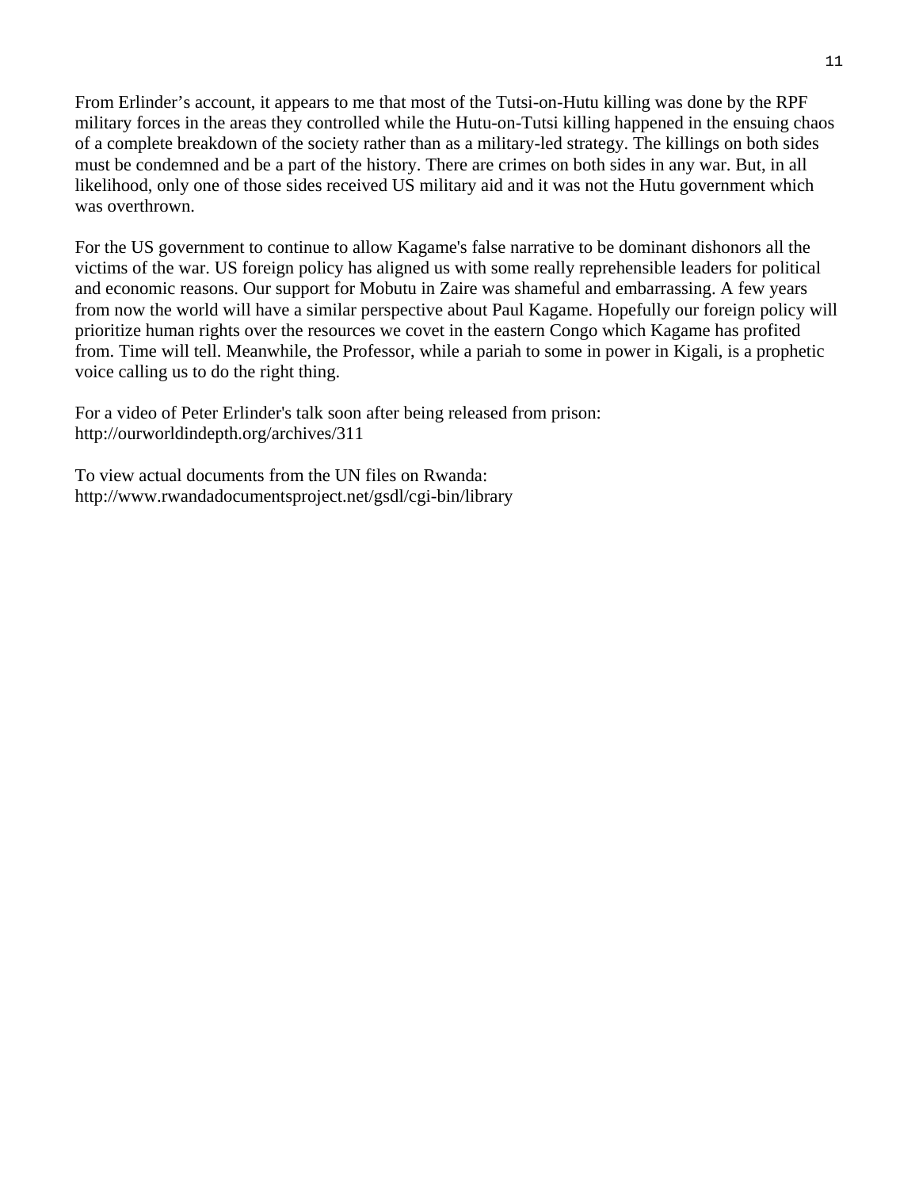From Erlinder’s account, it appears to me that most of the Tutsi-on-Hutu killing was done by the RPF military forces in the areas they controlled while the Hutu-on-Tutsi killing happened in the ensuing chaos of a complete breakdown of the society rather than as a military-led strategy. The killings on both sides must be condemned and be a part of the history. There are crimes on both sides in any war. But, in all likelihood, only one of those sides received US military aid and it was not the Hutu government which was overthrown.

For the US government to continue to allow Kagame's false narrative to be dominant dishonors all the victims of the war. US foreign policy has aligned us with some really reprehensible leaders for political and economic reasons. Our support for Mobutu in Zaire was shameful and embarrassing. A few years from now the world will have a similar perspective about Paul Kagame. Hopefully our foreign policy will prioritize human rights over the resources we covet in the eastern Congo which Kagame has profited from. Time will tell. Meanwhile, the Professor, while a pariah to some in power in Kigali, is a prophetic voice calling us to do the right thing.

For a video of Peter Erlinder's talk soon after being released from prison:
http://ourworldindepth.org/archives/311

To view actual documents from the UN files on Rwanda:
http://www.rwandadocumentsproject.net/gsdl/cgi-bin/library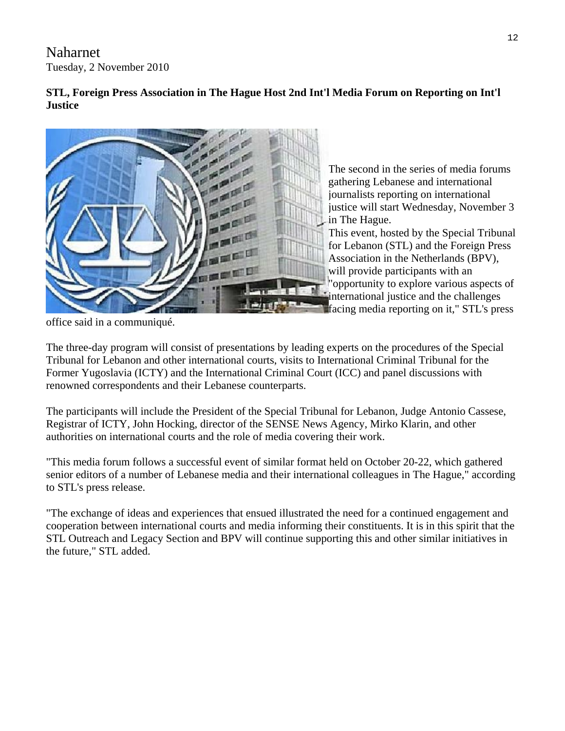Naharnet
Tuesday, 2 November 2010

**STL, Foreign Press Association in The Hague Host 2nd Int'l Media Forum on Reporting on Int'l Justice**

The second in the series of media forums gathering Lebanese and international journalists reporting on international justice will start Wednesday, November 3 in The Hague.

This event, hosted by the Special Tribunal for Lebanon (STL) and the Foreign Press Association in the Netherlands (BPV), will provide participants with an "opportunity to explore various aspects of international justice and the challenges facing media reporting on it," STL's press office said in a communiqué.

The three-day program will consist of presentations by leading experts on the procedures of the Special Tribunal for Lebanon and other international courts, visits to International Criminal Tribunal for the Former Yugoslavia (ICTY) and the International Criminal Court (ICC) and panel discussions with renowned correspondents and their Lebanese counterparts.

The participants will include the President of the Special Tribunal for Lebanon, Judge Antonio Cassese, Registrar of ICTY, John Hocking, director of the SENSE News Agency, Mirko Klarin, and other authorities on international courts and the role of media covering their work.

"This media forum follows a successful event of similar format held on October 20-22, which gathered senior editors of a number of Lebanese media and their international colleagues in The Hague," according to STL's press release.

"The exchange of ideas and experiences that ensued illustrated the need for a continued engagement and cooperation between international courts and media informing their constituents. It is in this spirit that the STL Outreach and Legacy Section and BPV will continue supporting this and other similar initiatives in the future," STL added.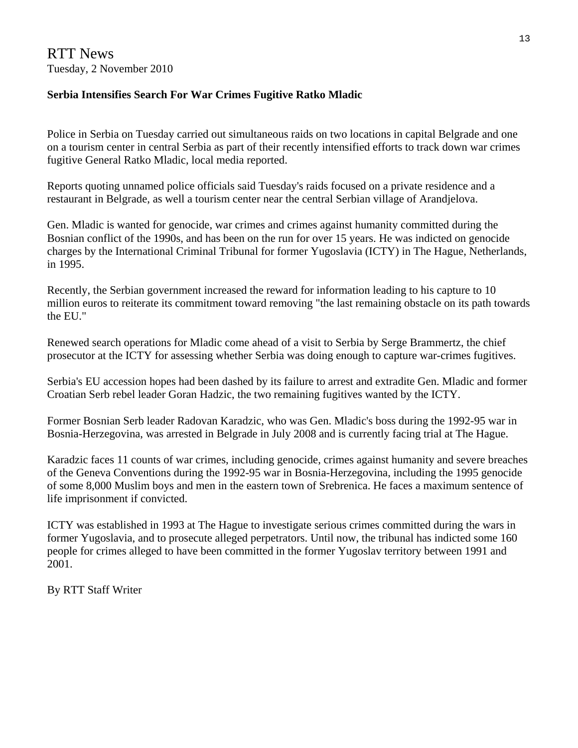RTT News
Tuesday, 2 November 2010

**Serbia Intensifies Search For War Crimes Fugitive Ratko Mladic**

Police in Serbia on Tuesday carried out simultaneous raids on two locations in capital Belgrade and one on a tourism center in central Serbia as part of their recently intensified efforts to track down war crimes fugitive General Ratko Mladic, local media reported.

Reports quoting unnamed police officials said Tuesday's raids focused on a private residence and a restaurant in Belgrade, as well a tourism center near the central Serbian village of Arandjelova.

Gen. Mladic is wanted for genocide, war crimes and crimes against humanity committed during the Bosnian conflict of the 1990s, and has been on the run for over 15 years. He was indicted on genocide charges by the International Criminal Tribunal for former Yugoslavia (ICTY) in The Hague, Netherlands, in 1995.

Recently, the Serbian government increased the reward for information leading to his capture to 10 million euros to reiterate its commitment toward removing "the last remaining obstacle on its path towards the EU."

Renewed search operations for Mladic come ahead of a visit to Serbia by Serge Brammertz, the chief prosecutor at the ICTY for assessing whether Serbia was doing enough to capture war-crimes fugitives.

Serbia's EU accession hopes had been dashed by its failure to arrest and extradite Gen. Mladic and former Croatian Serb rebel leader Goran Hadzic, the two remaining fugitives wanted by the ICTY.

Former Bosnian Serb leader Radovan Karadzic, who was Gen. Mladic's boss during the 1992-95 war in Bosnia-Herzegovina, was arrested in Belgrade in July 2008 and is currently facing trial at The Hague.

Karadzic faces 11 counts of war crimes, including genocide, crimes against humanity and severe breaches of the Geneva Conventions during the 1992-95 war in Bosnia-Herzegovina, including the 1995 genocide of some 8,000 Muslim boys and men in the eastern town of Srebrenica. He faces a maximum sentence of life imprisonment if convicted.

ICTY was established in 1993 at The Hague to investigate serious crimes committed during the wars in former Yugoslavia, and to prosecute alleged perpetrators. Until now, the tribunal has indicted some 160 people for crimes alleged to have been committed in the former Yugoslav territory between 1991 and 2001.

By RTT Staff Writer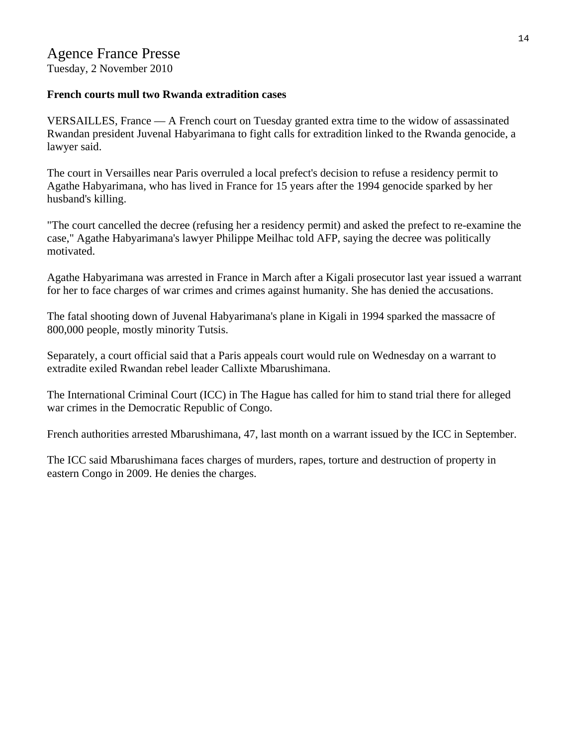# Agence France Presse

Tuesday, 2 November 2010

**French courts mull two Rwanda extradition cases**

VERSAILLES, France — A French court on Tuesday granted extra time to the widow of assassinated Rwandan president Juvenal Habyarimana to fight calls for extradition linked to the Rwanda genocide, a lawyer said.

The court in Versailles near Paris overruled a local prefect's decision to refuse a residency permit to Agathe Habyarimana, who has lived in France for 15 years after the 1994 genocide sparked by her husband's killing.

"The court cancelled the decree (refusing her a residency permit) and asked the prefect to re-examine the case," Agathe Habyarimana's lawyer Philippe Meilhac told AFP, saying the decree was politically motivated.

Agathe Habyarimana was arrested in France in March after a Kigali prosecutor last year issued a warrant for her to face charges of war crimes and crimes against humanity. She has denied the accusations.

The fatal shooting down of Juvenal Habyarimana's plane in Kigali in 1994 sparked the massacre of 800,000 people, mostly minority Tutsis.

Separately, a court official said that a Paris appeals court would rule on Wednesday on a warrant to extradite exiled Rwandan rebel leader Callixte Mbarushimana.

The International Criminal Court (ICC) in The Hague has called for him to stand trial there for alleged war crimes in the Democratic Republic of Congo.

French authorities arrested Mbarushimana, 47, last month on a warrant issued by the ICC in September.

The ICC said Mbarushimana faces charges of murders, rapes, torture and destruction of property in eastern Congo in 2009. He denies the charges.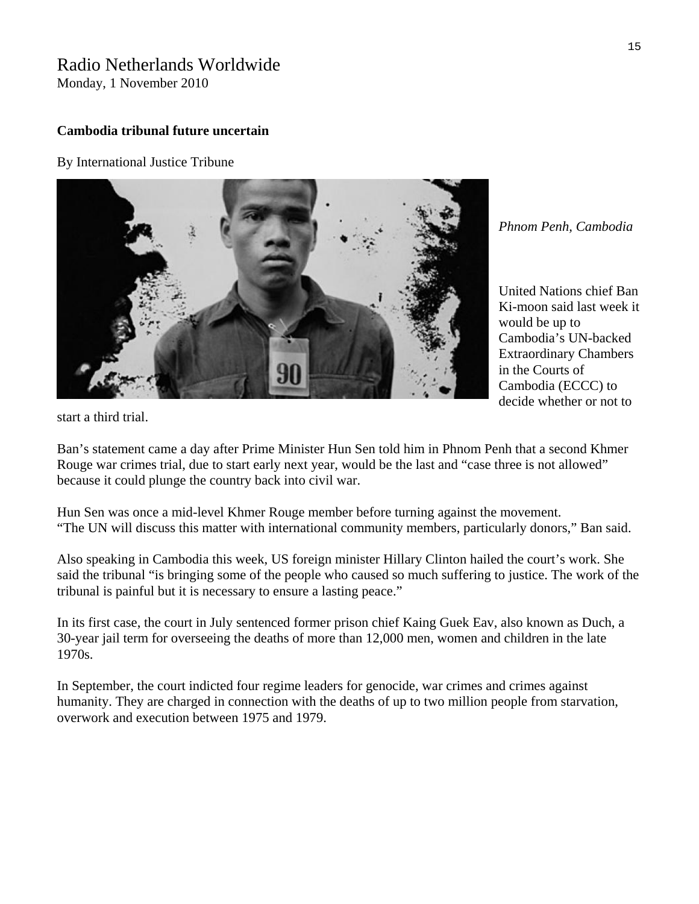Radio Netherlands Worldwide
Monday, 1 November 2010

**Cambodia tribunal future uncertain**

By International Justice Tribune

*Phnom Penh, Cambodia*

United Nations chief Ban Ki-moon said last week it would be up to Cambodia's UN-backed Extraordinary Chambers in the Courts of Cambodia (ECCC) to decide whether or not to start a third trial.

Ban's statement came a day after Prime Minister Hun Sen told him in Phnom Penh that a second Khmer Rouge war crimes trial, due to start early next year, would be the last and "case three is not allowed" because it could plunge the country back into civil war.

Hun Sen was once a mid-level Khmer Rouge member before turning against the movement.
"The UN will discuss this matter with international community members, particularly donors," Ban said.

Also speaking in Cambodia this week, US foreign minister Hillary Clinton hailed the court's work. She said the tribunal "is bringing some of the people who caused so much suffering to justice. The work of the tribunal is painful but it is necessary to ensure a lasting peace."

In its first case, the court in July sentenced former prison chief Kaing Guek Eav, also known as Duch, a 30-year jail term for overseeing the deaths of more than 12,000 men, women and children in the late 1970s.

In September, the court indicted four regime leaders for genocide, war crimes and crimes against humanity. They are charged in connection with the deaths of up to two million people from starvation, overwork and execution between 1975 and 1979.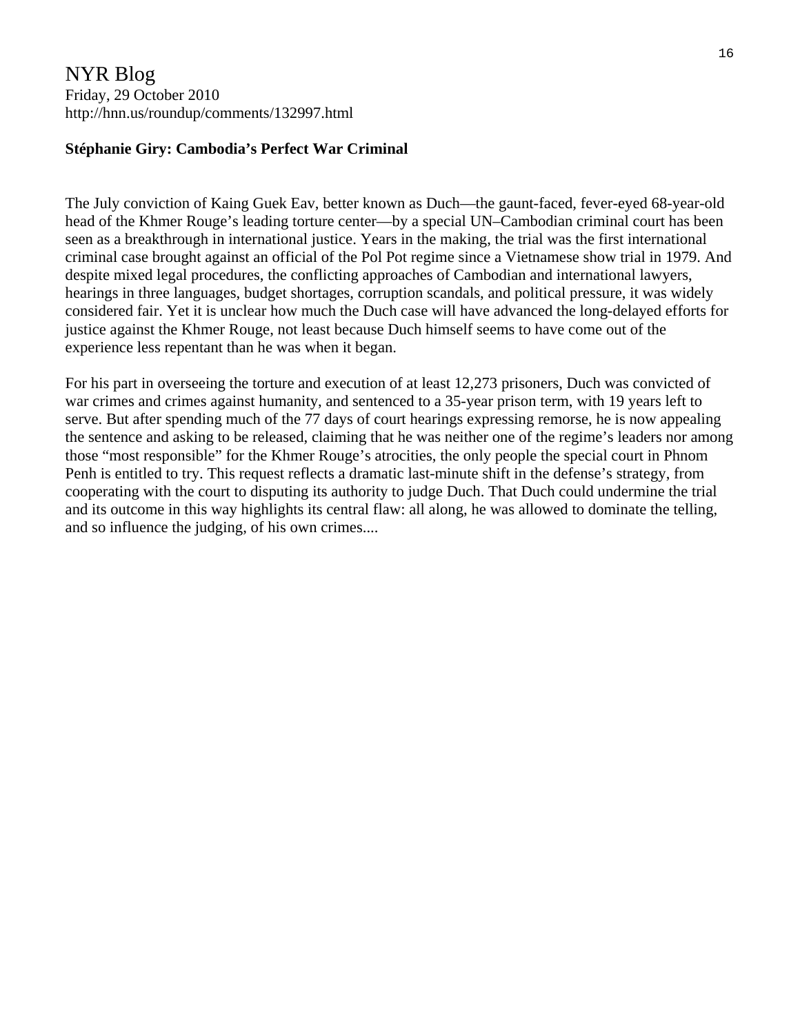NYR Blog
Friday, 29 October 2010
http://hnn.us/roundup/comments/132997.html

**Stéphanie Giry: Cambodia's Perfect War Criminal**

The July conviction of Kaing Guek Eav, better known as Duch—the gaunt-faced, fever-eyed 68-year-old head of the Khmer Rouge's leading torture center—by a special UN–Cambodian criminal court has been seen as a breakthrough in international justice. Years in the making, the trial was the first international criminal case brought against an official of the Pol Pot regime since a Vietnamese show trial in 1979. And despite mixed legal procedures, the conflicting approaches of Cambodian and international lawyers, hearings in three languages, budget shortages, corruption scandals, and political pressure, it was widely considered fair. Yet it is unclear how much the Duch case will have advanced the long-delayed efforts for justice against the Khmer Rouge, not least because Duch himself seems to have come out of the experience less repentant than he was when it began.

For his part in overseeing the torture and execution of at least 12,273 prisoners, Duch was convicted of war crimes and crimes against humanity, and sentenced to a 35-year prison term, with 19 years left to serve. But after spending much of the 77 days of court hearings expressing remorse, he is now appealing the sentence and asking to be released, claiming that he was neither one of the regime's leaders nor among those "most responsible" for the Khmer Rouge's atrocities, the only people the special court in Phnom Penh is entitled to try. This request reflects a dramatic last-minute shift in the defense's strategy, from cooperating with the court to disputing its authority to judge Duch. That Duch could undermine the trial and its outcome in this way highlights its central flaw: all along, he was allowed to dominate the telling, and so influence the judging, of his own crimes....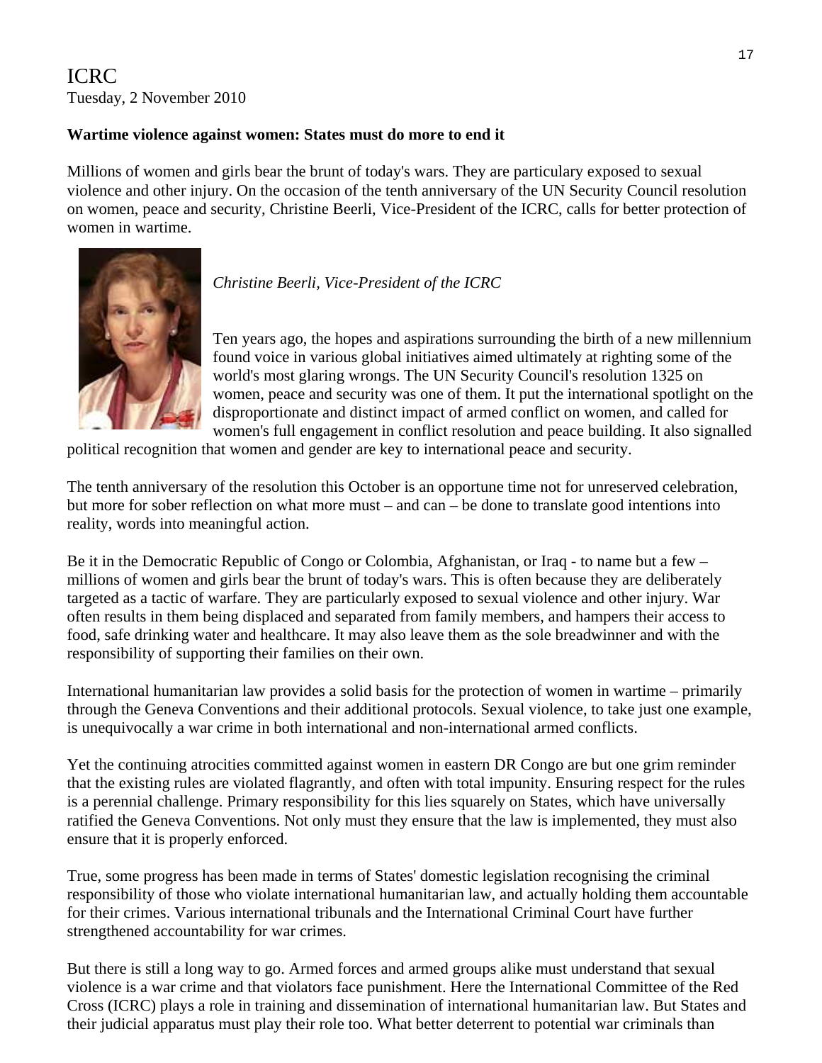ICRC

Tuesday, 2 November 2010

**Wartime violence against women: States must do more to end it**

Millions of women and girls bear the brunt of today's wars. They are particulary exposed to sexual violence and other injury. On the occasion of the tenth anniversary of the UN Security Council resolution on women, peace and security, Christine Beerli, Vice-President of the ICRC, calls for better protection of women in wartime.

*Christine Beerli, Vice-President of the ICRC*

Ten years ago, the hopes and aspirations surrounding the birth of a new millennium found voice in various global initiatives aimed ultimately at righting some of the world's most glaring wrongs. The UN Security Council's resolution 1325 on women, peace and security was one of them. It put the international spotlight on the disproportionate and distinct impact of armed conflict on women, and called for women's full engagement in conflict resolution and peace building. It also signalled political recognition that women and gender are key to international peace and security.

The tenth anniversary of the resolution this October is an opportune time not for unreserved celebration, but more for sober reflection on what more must – and can – be done to translate good intentions into reality, words into meaningful action.

Be it in the Democratic Republic of Congo or Colombia, Afghanistan, or Iraq - to name but a few – millions of women and girls bear the brunt of today's wars. This is often because they are deliberately targeted as a tactic of warfare. They are particularly exposed to sexual violence and other injury. War often results in them being displaced and separated from family members, and hampers their access to food, safe drinking water and healthcare. It may also leave them as the sole breadwinner and with the responsibility of supporting their families on their own.

International humanitarian law provides a solid basis for the protection of women in wartime – primarily through the Geneva Conventions and their additional protocols. Sexual violence, to take just one example, is unequivocally a war crime in both international and non-international armed conflicts.

Yet the continuing atrocities committed against women in eastern DR Congo are but one grim reminder that the existing rules are violated flagrantly, and often with total impunity. Ensuring respect for the rules is a perennial challenge. Primary responsibility for this lies squarely on States, which have universally ratified the Geneva Conventions. Not only must they ensure that the law is implemented, they must also ensure that it is properly enforced.

True, some progress has been made in terms of States' domestic legislation recognising the criminal responsibility of those who violate international humanitarian law, and actually holding them accountable for their crimes. Various international tribunals and the International Criminal Court have further strengthened accountability for war crimes.

But there is still a long way to go. Armed forces and armed groups alike must understand that sexual violence is a war crime and that violators face punishment. Here the International Committee of the Red Cross (ICRC) plays a role in training and dissemination of international humanitarian law. But States and their judicial apparatus must play their role too. What better deterrent to potential war criminals than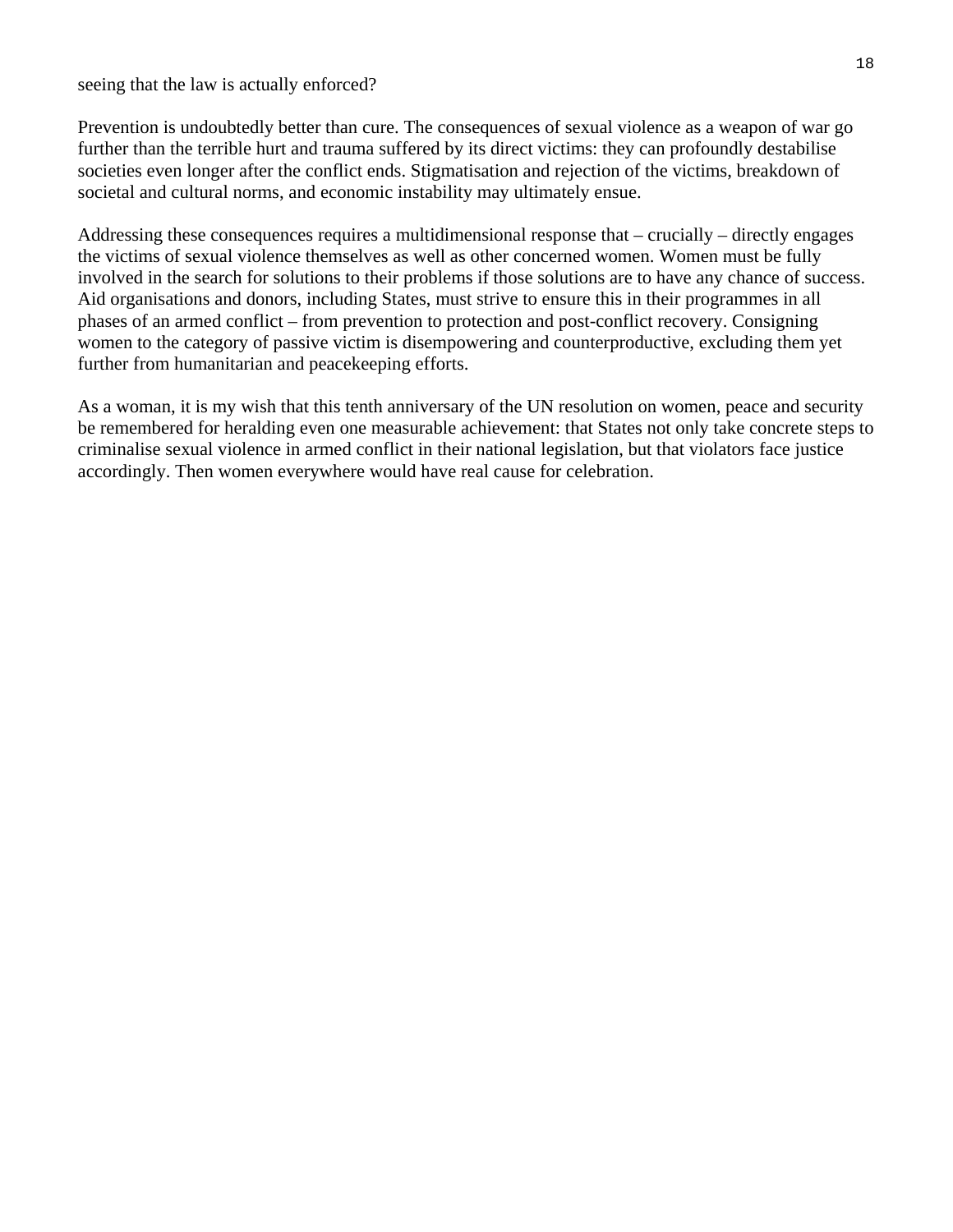seeing that the law is actually enforced?

Prevention is undoubtedly better than cure. The consequences of sexual violence as a weapon of war go further than the terrible hurt and trauma suffered by its direct victims: they can profoundly destabilise societies even longer after the conflict ends. Stigmatisation and rejection of the victims, breakdown of societal and cultural norms, and economic instability may ultimately ensue.

Addressing these consequences requires a multidimensional response that – crucially – directly engages the victims of sexual violence themselves as well as other concerned women. Women must be fully involved in the search for solutions to their problems if those solutions are to have any chance of success. Aid organisations and donors, including States, must strive to ensure this in their programmes in all phases of an armed conflict – from prevention to protection and post-conflict recovery. Consigning women to the category of passive victim is disempowering and counterproductive, excluding them yet further from humanitarian and peacekeeping efforts.

As a woman, it is my wish that this tenth anniversary of the UN resolution on women, peace and security be remembered for heralding even one measurable achievement: that States not only take concrete steps to criminalise sexual violence in armed conflict in their national legislation, but that violators face justice accordingly. Then women everywhere would have real cause for celebration.